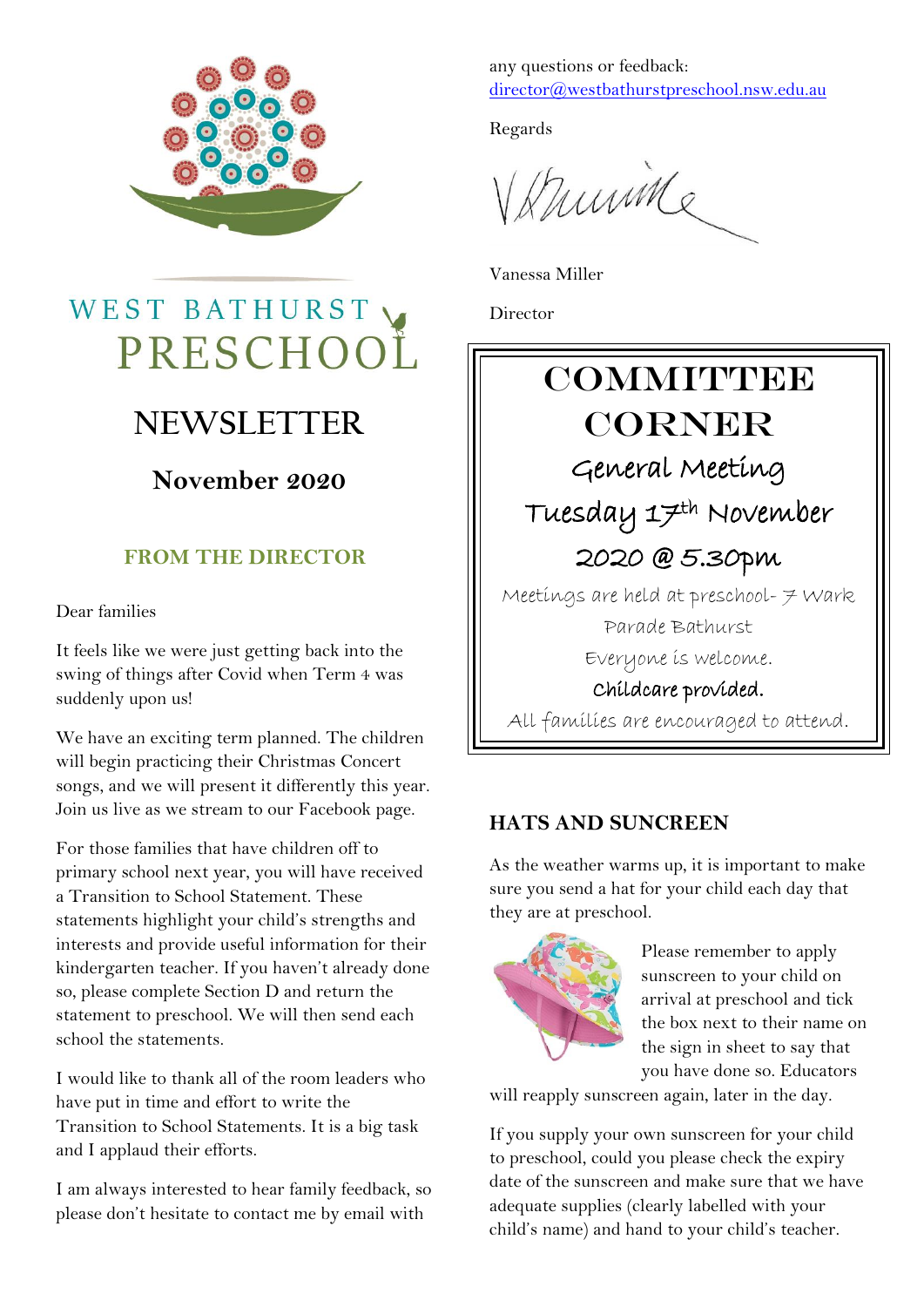# WEST BATHURST PRESCHOOL

# NEWSLETTER

## November 2020

### FROM THE DIRECTOR

Dear families

It feels like we were just getting back into the swing of things after Covid when Term 4 was suddenly upon us!

We have an exciting term planned. The children will begin practicing their Christmas Concert songs, and we will present it differently this year. Join us live as we stream to our Facebook page.

For those families that have children off to primary school next year, you will have received a Transition to School Statement. These statements highlight your child's strengths and interests and provide useful information for their kindergarten teacher. If you haven't already done so, please complete Section D and return the statement to preschool. We will then send each school the statements.

I would like to thank all of the room leaders who have put in time and effort to write the Transition to School Statements. It is a big task and I applaud their efforts.

I am always interested to hear family feedback, so please don't hesitate to contact me by email with any questions or feedback: director@westbathurstpreschool.nsw.edu.au

Regards

Vanessa Miller

Director

## COMMITTEE CORNER

**General Meeting**

**Tuesday 17th November**

**2020 @ 5.30pm**

Meetings are held at preschool- 7 Wark Parade Bathurst

Everyone is welcome.

**Childcare provided.**

All families are encouraged to attend.

### HATS AND SUNCREEN

As the weather warms up, it is important to make sure you send a hat for your child each day that they are at preschool.

Please remember to apply sunscreen to your child on arrival at preschool and tick the box next to their name on the sign in sheet to say that you have done so. Educators will reapply sunscreen again, later in the day.

If you supply your own sunscreen for your child to preschool, could you please check the expiry date of the sunscreen and make sure that we have adequate supplies (clearly labelled with your child's name) and hand to your child's teacher.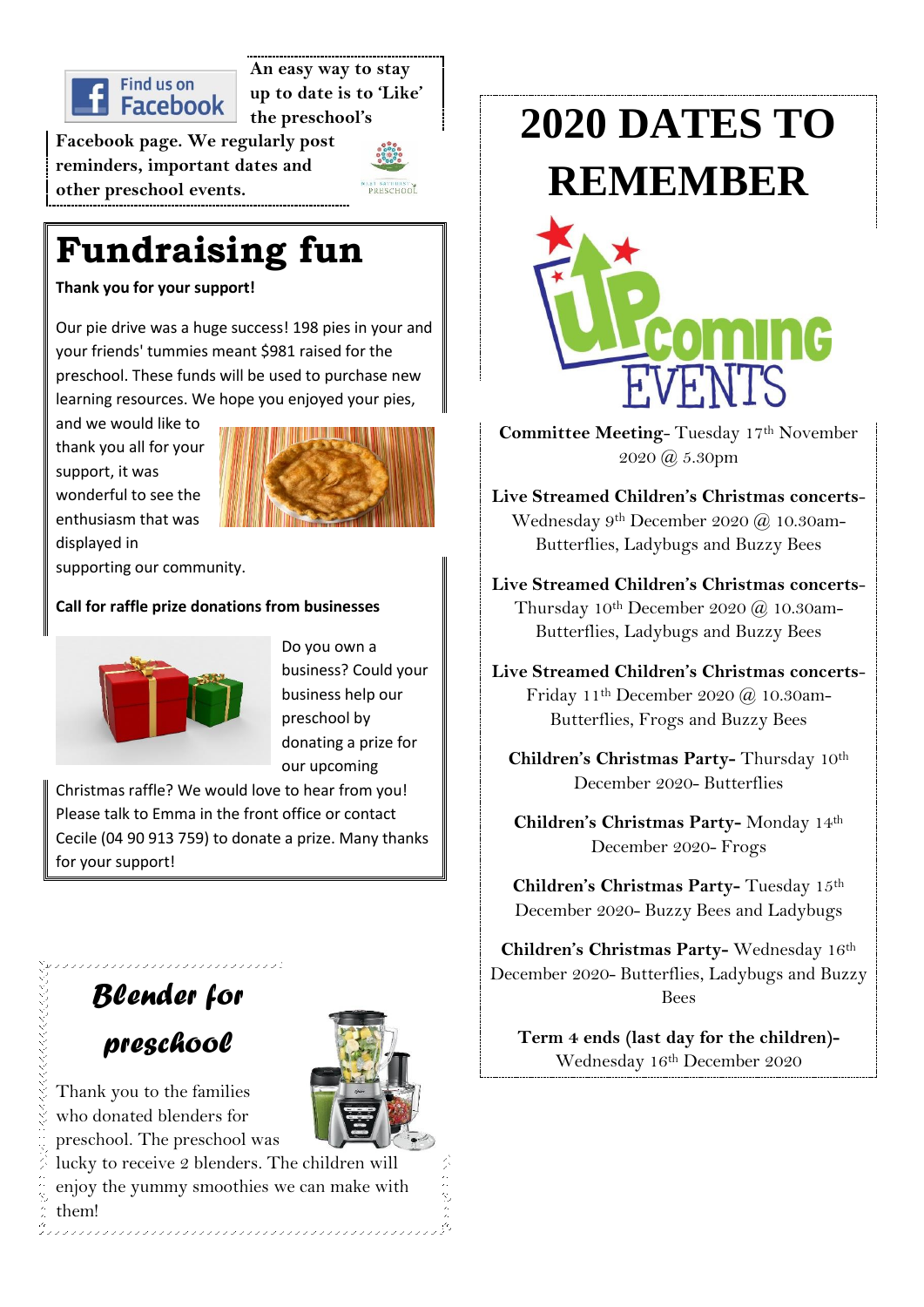**An easy way to stay up to date is to 'Like' the preschool's Facebook page. We regularly post reminders, important dates and other preschool events.**

# Fundraising fun

**Thank you for your support!**

Our pie drive was a huge success! 198 pies in your and your friends' tummies meant $981 raised for the preschool. These funds will be used to purchase new learning resources. We hope you enjoyed your pies, and we would like to thank you all for your support, it was wonderful to see the enthusiasm that was displayed in supporting our community.

**Call for raffle prize donations from businesses**

Do you own a business? Could your business help our preschool by donating a prize for our upcoming Christmas raffle? We would love to hear from you! Please talk to Emma in the front office or contact Cecile (04 90 913 759) to donate a prize. Many thanks for your support!

## *Blender for preschool*

Thank you to the families who donated blenders for preschool. The preschool was lucky to receive 2 blenders. The children will enjoy the yummy smoothies we can make with them!

# 2020 DATES TO REMEMBER

**Committee Meeting**- Tuesday 17th November 2020 @ 5.30pm

**Live Streamed Children's Christmas concerts**- Wednesday 9th December 2020 @ 10.30am- Butterflies, Ladybugs and Buzzy Bees

**Live Streamed Children's Christmas concerts**- Thursday 10th December 2020 @ 10.30am- Butterflies, Ladybugs and Buzzy Bees

**Live Streamed Children's Christmas concerts**- Friday 11th December 2020 @ 10.30am- Butterflies, Frogs and Buzzy Bees

**Children's Christmas Party-** Thursday 10th December 2020- Butterflies

**Children's Christmas Party-** Monday 14th December 2020- Frogs

**Children's Christmas Party-** Tuesday 15th December 2020- Buzzy Bees and Ladybugs

**Children's Christmas Party-** Wednesday 16th December 2020- Butterflies, Ladybugs and Buzzy Bees

**Term 4 ends (last day for the children)-** Wednesday 16th December 2020